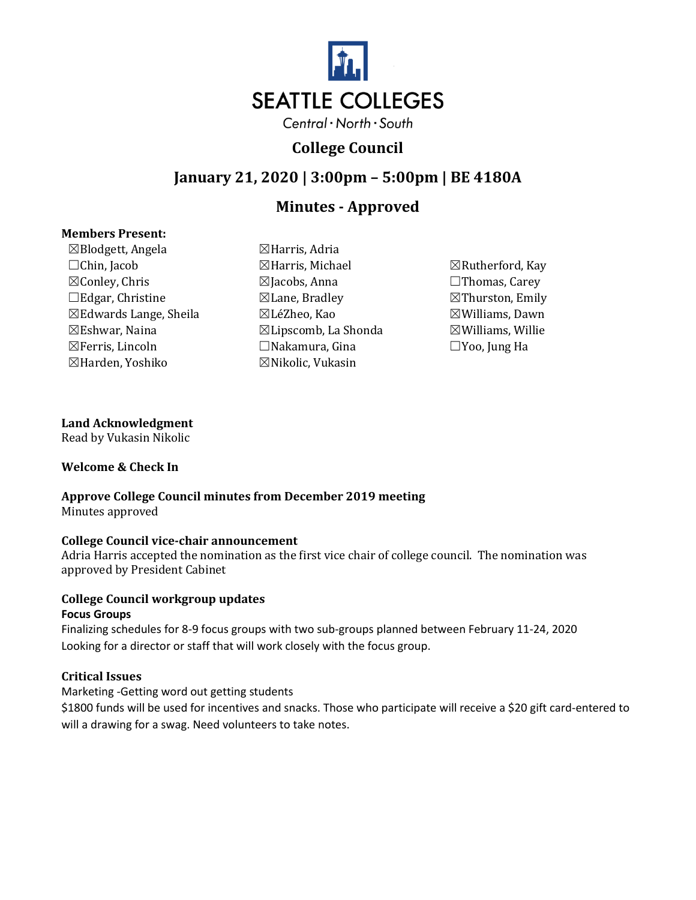# SEATTLE COLLEGES

Central · North · South

## College Council

## January 21, 2020 | 3:00pm – 5:00pm | BE 4180A

## Minutes - Approved

**Members Present:**

☒Blodgett, Angela
☐Chin, Jacob
☒Conley, Chris
☐Edgar, Christine
☒Edwards Lange, Sheila
☒Eshwar, Naina
☒Ferris, Lincoln
☒Harden, Yoshiko
☒Harris, Adria
☒Harris, Michael
☒Jacobs, Anna
☒Lane, Bradley
☒LéZheo, Kao
☒Lipscomb, La Shonda
☐Nakamura, Gina
☒Nikolic, Vukasin
☒Rutherford, Kay
☐Thomas, Carey
☒Thurston, Emily
☒Williams, Dawn
☒Williams, Willie
☐Yoo, Jung Ha

**Land Acknowledgment**
Read by Vukasin Nikolic

**Welcome & Check In**

**Approve College Council minutes from December 2019 meeting**
Minutes approved

**College Council vice-chair announcement**
Adria Harris accepted the nomination as the first vice chair of college council. The nomination was approved by President Cabinet

**College Council workgroup updates**

**Focus Groups**
Finalizing schedules for 8-9 focus groups with two sub-groups planned between February 11-24, 2020
Looking for a director or staff that will work closely with the focus group.

**Critical Issues**
Marketing -Getting word out getting students
$1800 funds will be used for incentives and snacks. Those who participate will receive a $20 gift card-entered to will a drawing for a swag. Need volunteers to take notes.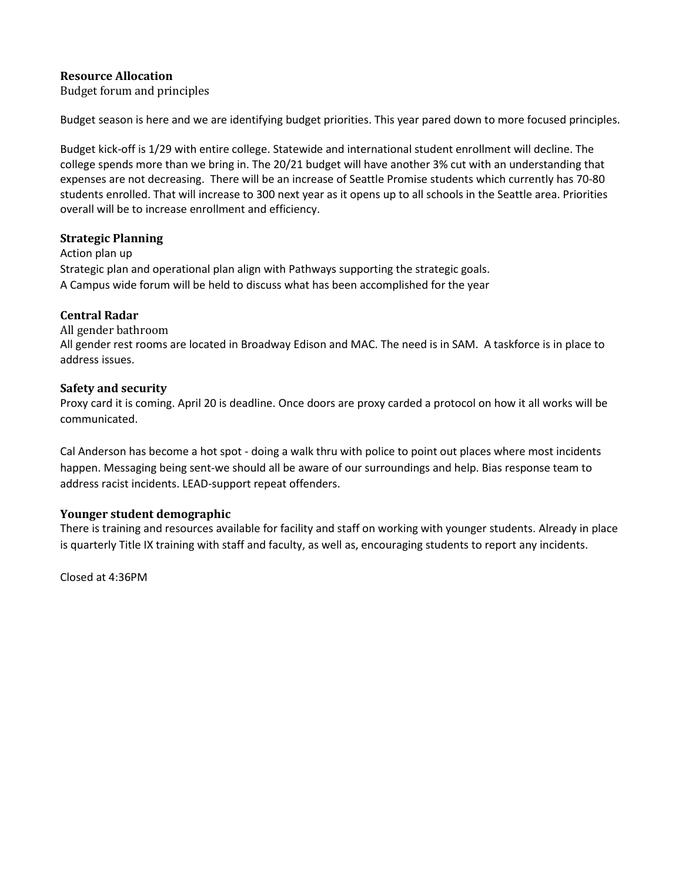**Resource Allocation**

Budget forum and principles

Budget season is here and we are identifying budget priorities. This year pared down to more focused principles.

Budget kick-off is 1/29 with entire college. Statewide and international student enrollment will decline. The college spends more than we bring in. The 20/21 budget will have another 3% cut with an understanding that expenses are not decreasing. There will be an increase of Seattle Promise students which currently has 70-80 students enrolled. That will increase to 300 next year as it opens up to all schools in the Seattle area. Priorities overall will be to increase enrollment and efficiency.

**Strategic Planning**

Action plan up

Strategic plan and operational plan align with Pathways supporting the strategic goals.

A Campus wide forum will be held to discuss what has been accomplished for the year

**Central Radar**

All gender bathroom

All gender rest rooms are located in Broadway Edison and MAC. The need is in SAM. A taskforce is in place to address issues.

**Safety and security**

Proxy card it is coming. April 20 is deadline. Once doors are proxy carded a protocol on how it all works will be communicated.

Cal Anderson has become a hot spot - doing a walk thru with police to point out places where most incidents happen. Messaging being sent-we should all be aware of our surroundings and help. Bias response team to address racist incidents. LEAD-support repeat offenders.

**Younger student demographic**

There is training and resources available for facility and staff on working with younger students. Already in place is quarterly Title IX training with staff and faculty, as well as, encouraging students to report any incidents.

Closed at 4:36PM